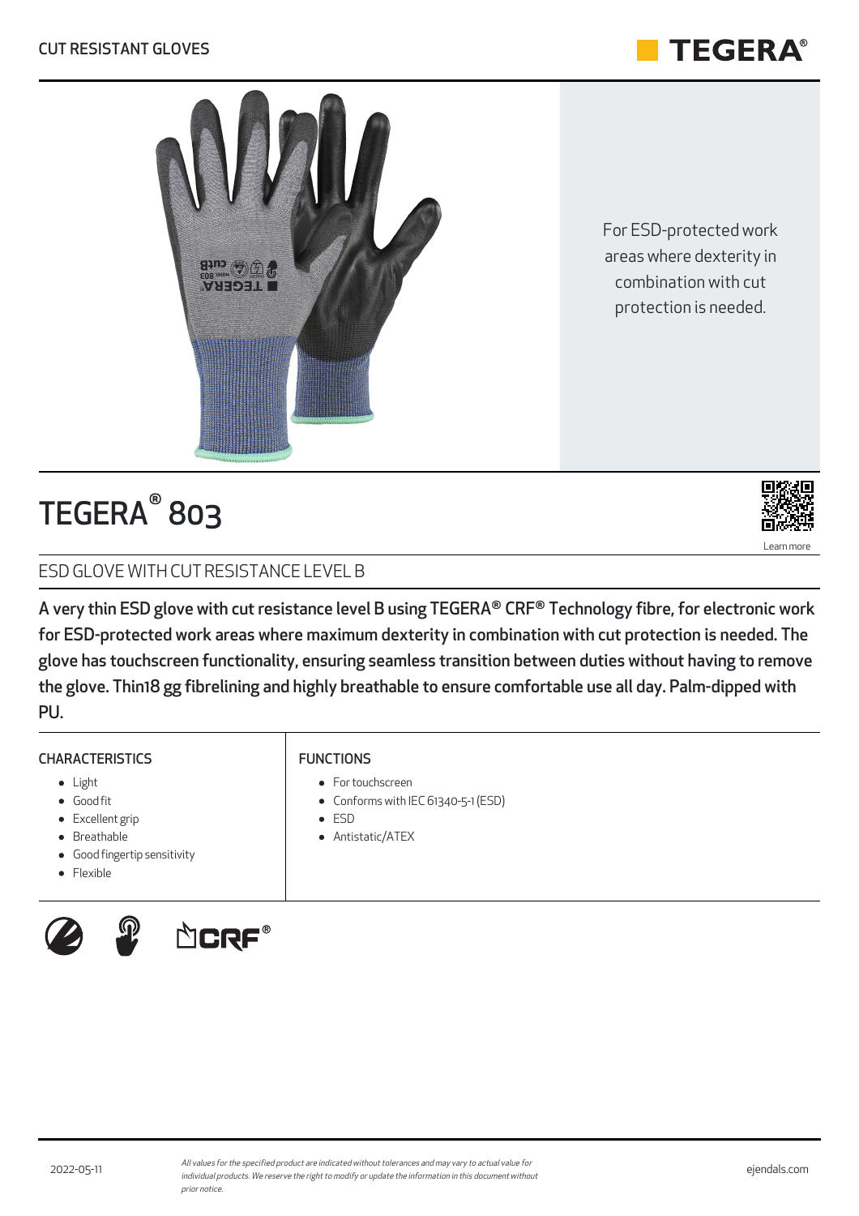CUT RESISTANT GLOVES

TEGERA®

For ESD-protected work areas where dexterity in combination with cut protection is needed.

# TEGERA® 803

Learn more

## ESD GLOVE WITH CUT RESISTANCE LEVEL B

**A very thin ESD glove with cut resistance level B using TEGERA® CRF® Technology fibre, for electronic work for ESD-protected work areas where maximum dexterity in combination with cut protection is needed. The glove has touchscreen functionality, ensuring seamless transition between duties without having to remove the glove. Thin18 gg fibrelining and highly breathable to ensure comfortable use all day. Palm-dipped with PU.**

### CHARACTERISTICS

- Light
- Good fit
- Excellent grip
- Breathable
- Good fingertip sensitivity
- Flexible

### FUNCTIONS

- For touchscreen
- Conforms with IEC 61340-5-1 (ESD)
- ESD
- Antistatic/ATEX

CRF®

2022-05-11

*All values for the specified product are indicated without tolerances and may vary to actual value for individual products. We reserve the right to modify or update the information in this document without prior notice.*

ejendals.com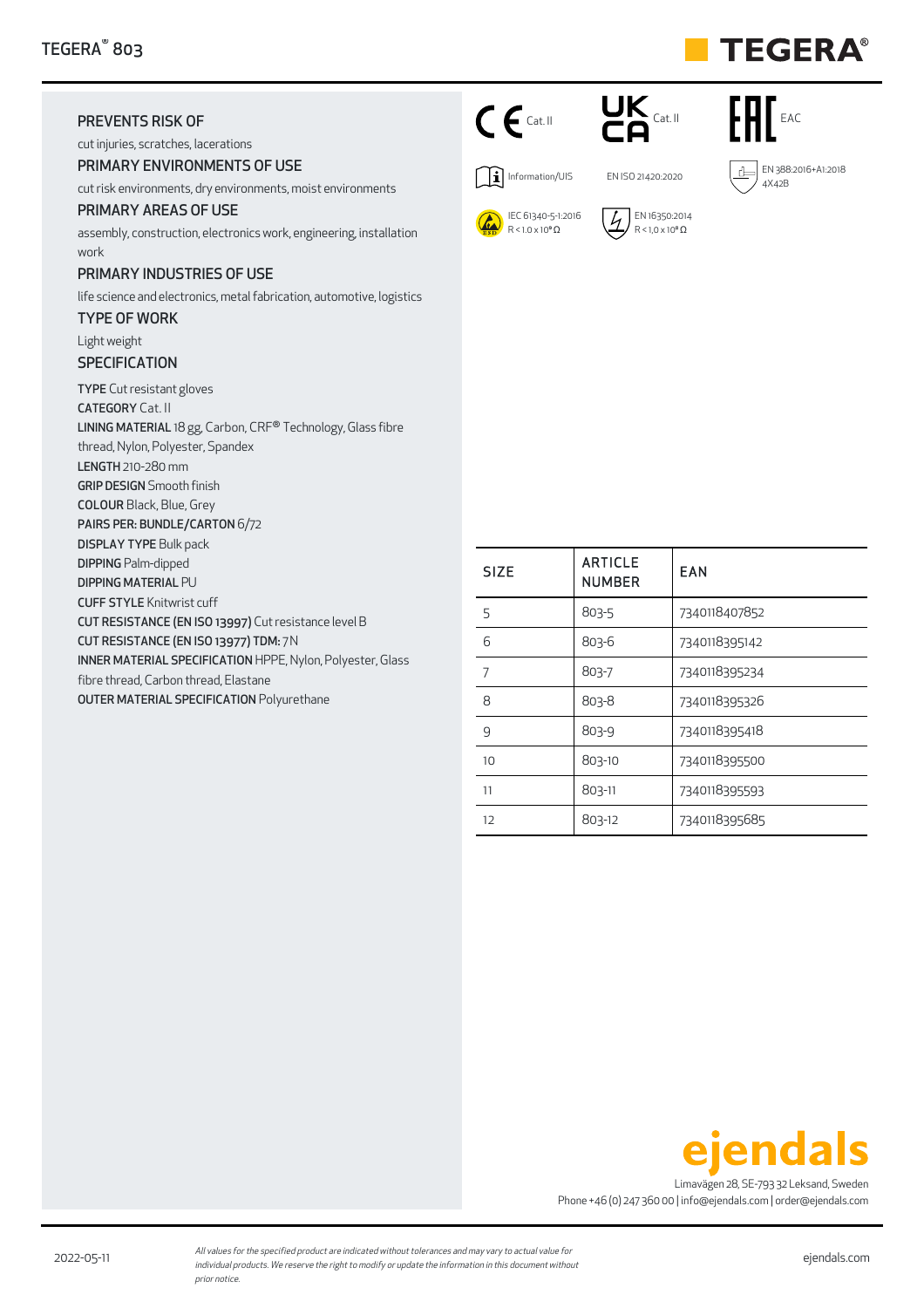# TEGERA® 803

## PREVENTS RISK OF

cut injuries, scratches, lacerations

## PRIMARY ENVIRONMENTS OF USE

cut risk environments, dry environments, moist environments

## PRIMARY AREAS OF USE

assembly, construction, electronics work, engineering, installation work

## PRIMARY INDUSTRIES OF USE

life science and electronics, metal fabrication, automotive, logistics

## TYPE OF WORK

Light weight

## SPECIFICATION

**TYPE** Cut resistant gloves
**CATEGORY** Cat. II
**LINING MATERIAL** 18 gg, Carbon, CRF® Technology, Glass fibre thread, Nylon, Polyester, Spandex
**LENGTH** 210-280 mm
**GRIP DESIGN** Smooth finish
**COLOUR** Black, Blue, Grey
**PAIRS PER: BUNDLE/CARTON** 6/72
**DISPLAY TYPE** Bulk pack
**DIPPING** Palm-dipped
**DIPPING MATERIAL** PU
**CUFF STYLE** Knitwrist cuff
**CUT RESISTANCE (EN ISO 13997)** Cut resistance level B
**CUT RESISTANCE (EN ISO 13977) TDM:** 7N
**INNER MATERIAL SPECIFICATION** HPPE, Nylon, Polyester, Glass fibre thread, Carbon thread, Elastane
**OUTER MATERIAL SPECIFICATION** Polyurethane

CE Cat. II

UKCA Cat. II

EAC

Information/UIS

EN ISO 21420:2020

EN 388:2016+A1:2018
4X42B

IEC 61340-5-1:2016
$R < 1.0 \times 10^8 \Omega$

EN 16350:2014
$R < 1.0 \times 10^8 \Omega$

| SIZE | ARTICLE NUMBER | EAN |
|---|---|---|
| 5 | 803-5 | 7340118407852 |
| 6 | 803-6 | 7340118395142 |
| 7 | 803-7 | 7340118395234 |
| 8 | 803-8 | 7340118395326 |
| 9 | 803-9 | 7340118395418 |
| 10 | 803-10 | 7340118395500 |
| 11 | 803-11 | 7340118395593 |
| 12 | 803-12 | 7340118395685 |

ejendals
Limavägen 28, SE-793 32 Leksand, Sweden
Phone +46 (0) 247 360 00 | info@ejendals.com | order@ejendals.com

2022-05-11

*All values for the specified product are indicated without tolerances and may vary to actual value for individual products. We reserve the right to modify or update the information in this document without prior notice.*

ejendals.com